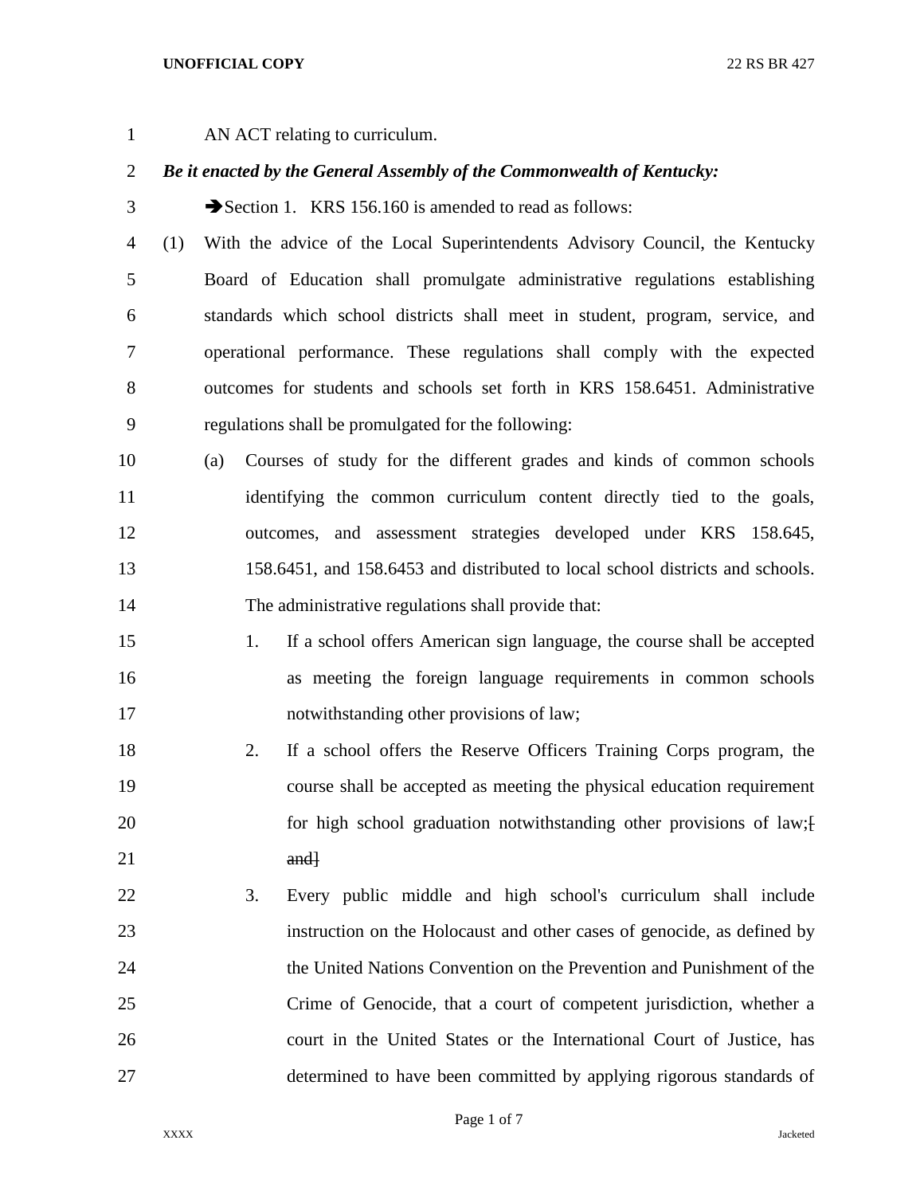AN ACT relating to curriculum.

***Be it enacted by the General Assembly of the Commonwealth of Kentucky:***

➔Section 1. KRS 156.160 is amended to read as follows:

(1) With the advice of the Local Superintendents Advisory Council, the Kentucky Board of Education shall promulgate administrative regulations establishing standards which school districts shall meet in student, program, service, and operational performance. These regulations shall comply with the expected outcomes for students and schools set forth in KRS 158.6451. Administrative regulations shall be promulgated for the following:

(a) Courses of study for the different grades and kinds of common schools identifying the common curriculum content directly tied to the goals, outcomes, and assessment strategies developed under KRS 158.645, 158.6451, and 158.6453 and distributed to local school districts and schools. The administrative regulations shall provide that:

1. If a school offers American sign language, the course shall be accepted as meeting the foreign language requirements in common schools notwithstanding other provisions of law;

2. If a school offers the Reserve Officers Training Corps program, the course shall be accepted as meeting the physical education requirement for high school graduation notwithstanding other provisions of law;[ ~~and~~]

3. Every public middle and high school's curriculum shall include instruction on the Holocaust and other cases of genocide, as defined by the United Nations Convention on the Prevention and Punishment of the Crime of Genocide, that a court of competent jurisdiction, whether a court in the United States or the International Court of Justice, has determined to have been committed by applying rigorous standards of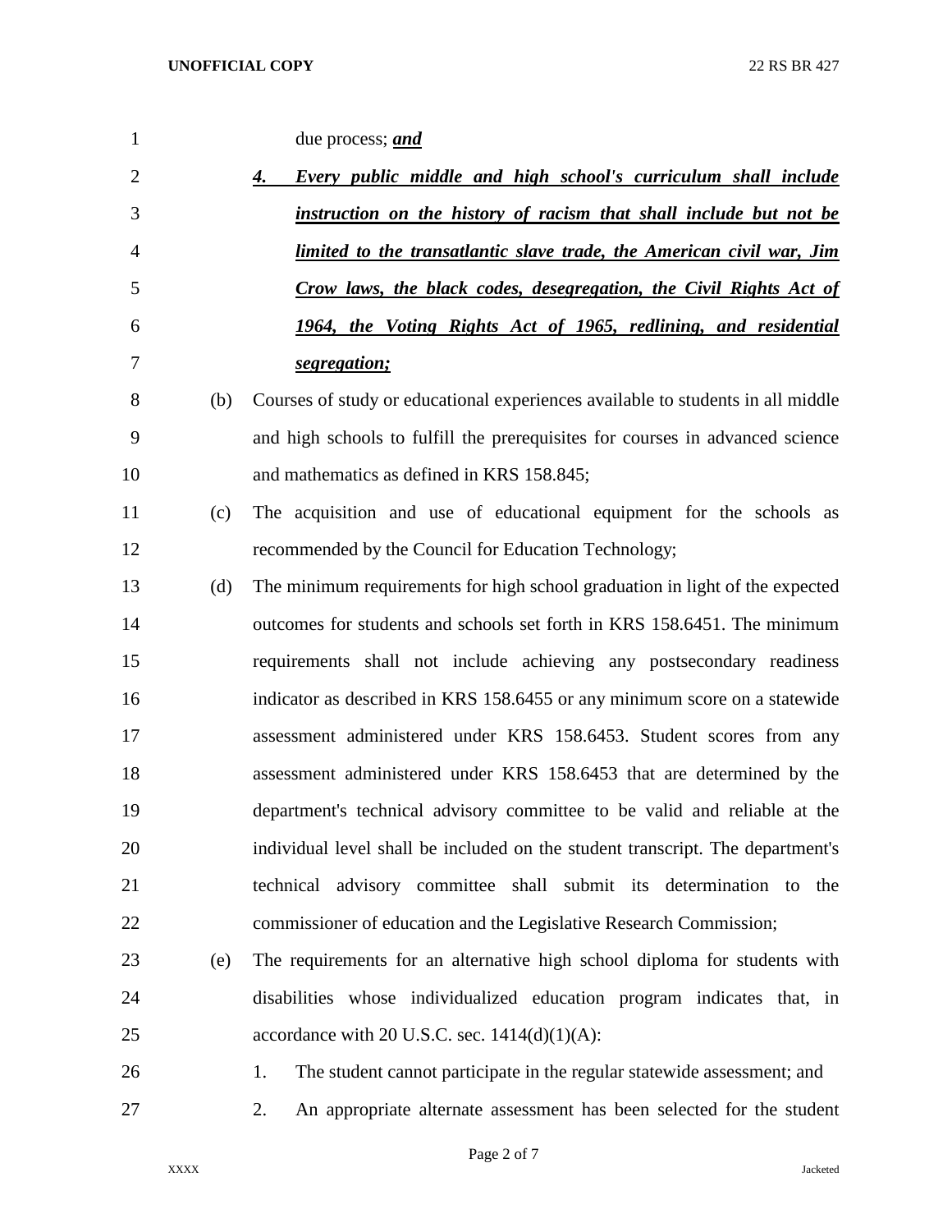due process; ***and***

***4. Every public middle and high school's curriculum shall include instruction on the history of racism that shall include but not be limited to the transatlantic slave trade, the American civil war, Jim Crow laws, the black codes, desegregation, the Civil Rights Act of 1964, the Voting Rights Act of 1965, redlining, and residential segregation;***

(b) Courses of study or educational experiences available to students in all middle and high schools to fulfill the prerequisites for courses in advanced science and mathematics as defined in KRS 158.845;

(c) The acquisition and use of educational equipment for the schools as recommended by the Council for Education Technology;

(d) The minimum requirements for high school graduation in light of the expected outcomes for students and schools set forth in KRS 158.6451. The minimum requirements shall not include achieving any postsecondary readiness indicator as described in KRS 158.6455 or any minimum score on a statewide assessment administered under KRS 158.6453. Student scores from any assessment administered under KRS 158.6453 that are determined by the department's technical advisory committee to be valid and reliable at the individual level shall be included on the student transcript. The department's technical advisory committee shall submit its determination to the commissioner of education and the Legislative Research Commission;

(e) The requirements for an alternative high school diploma for students with disabilities whose individualized education program indicates that, in accordance with 20 U.S.C. sec. 1414(d)(1)(A):

1. The student cannot participate in the regular statewide assessment; and
2. An appropriate alternate assessment has been selected for the student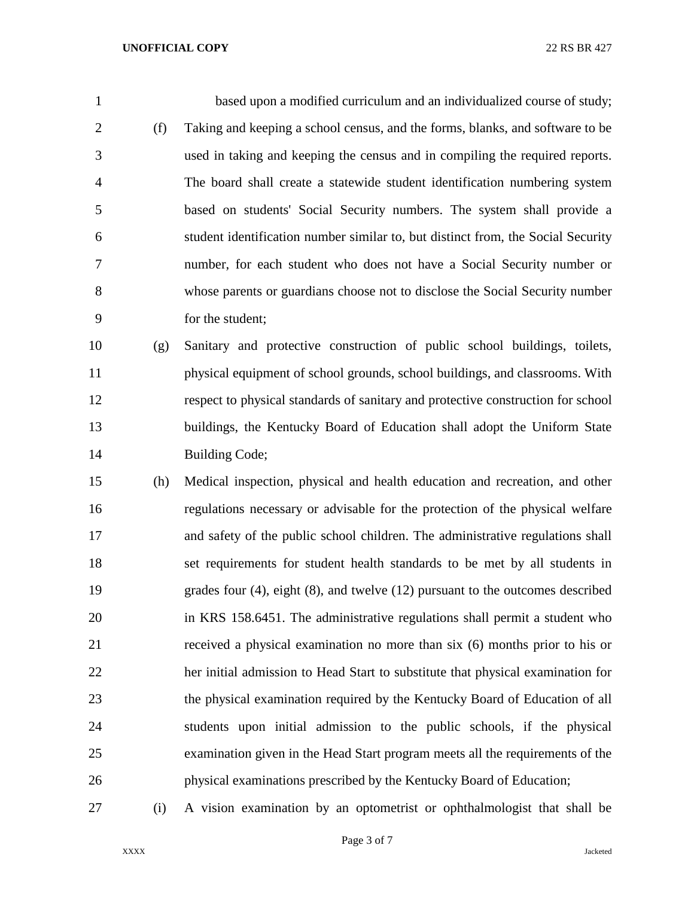based upon a modified curriculum and an individualized course of study;

(f) Taking and keeping a school census, and the forms, blanks, and software to be used in taking and keeping the census and in compiling the required reports. The board shall create a statewide student identification numbering system based on students' Social Security numbers. The system shall provide a student identification number similar to, but distinct from, the Social Security number, for each student who does not have a Social Security number or whose parents or guardians choose not to disclose the Social Security number for the student;

(g) Sanitary and protective construction of public school buildings, toilets, physical equipment of school grounds, school buildings, and classrooms. With respect to physical standards of sanitary and protective construction for school buildings, the Kentucky Board of Education shall adopt the Uniform State Building Code;

(h) Medical inspection, physical and health education and recreation, and other regulations necessary or advisable for the protection of the physical welfare and safety of the public school children. The administrative regulations shall set requirements for student health standards to be met by all students in grades four (4), eight (8), and twelve (12) pursuant to the outcomes described in KRS 158.6451. The administrative regulations shall permit a student who received a physical examination no more than six (6) months prior to his or her initial admission to Head Start to substitute that physical examination for the physical examination required by the Kentucky Board of Education of all students upon initial admission to the public schools, if the physical examination given in the Head Start program meets all the requirements of the physical examinations prescribed by the Kentucky Board of Education;

(i) A vision examination by an optometrist or ophthalmologist that shall be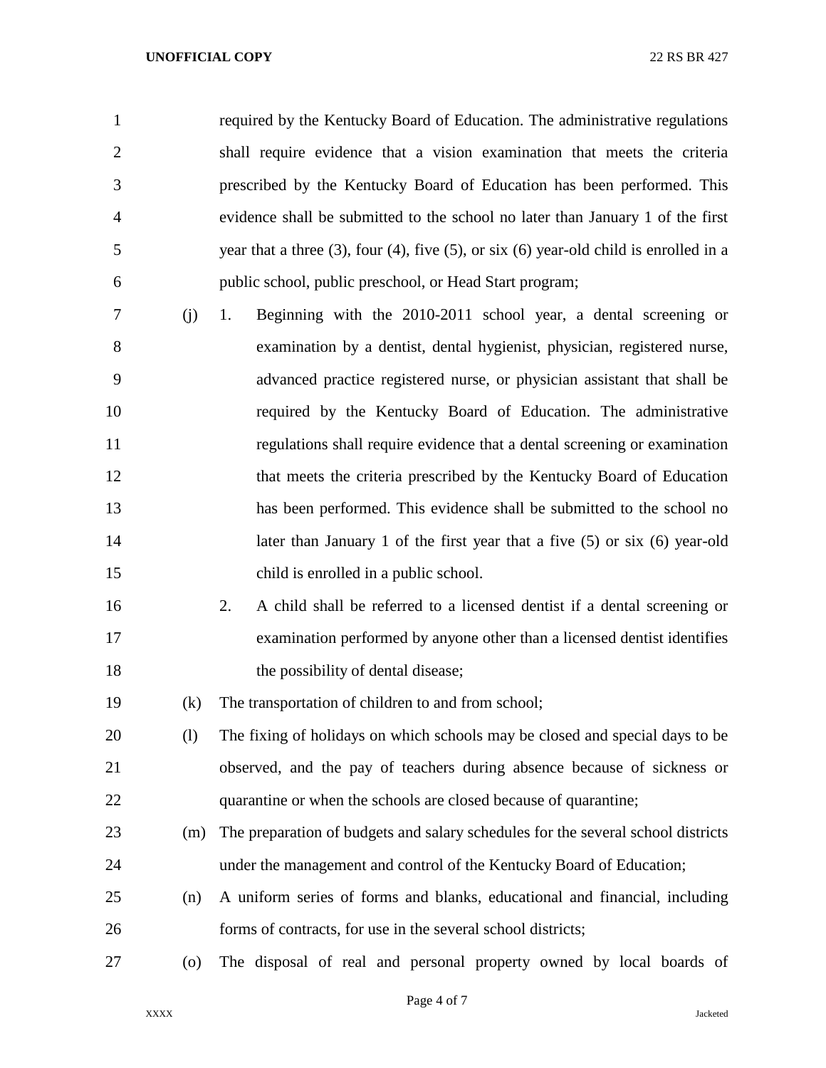required by the Kentucky Board of Education. The administrative regulations shall require evidence that a vision examination that meets the criteria prescribed by the Kentucky Board of Education has been performed. This evidence shall be submitted to the school no later than January 1 of the first year that a three (3), four (4), five (5), or six (6) year-old child is enrolled in a public school, public preschool, or Head Start program;

(j) 1. Beginning with the 2010-2011 school year, a dental screening or examination by a dentist, dental hygienist, physician, registered nurse, advanced practice registered nurse, or physician assistant that shall be required by the Kentucky Board of Education. The administrative regulations shall require evidence that a dental screening or examination that meets the criteria prescribed by the Kentucky Board of Education has been performed. This evidence shall be submitted to the school no later than January 1 of the first year that a five (5) or six (6) year-old child is enrolled in a public school.

2. A child shall be referred to a licensed dentist if a dental screening or examination performed by anyone other than a licensed dentist identifies the possibility of dental disease;

(k) The transportation of children to and from school;

(l) The fixing of holidays on which schools may be closed and special days to be observed, and the pay of teachers during absence because of sickness or quarantine or when the schools are closed because of quarantine;

(m) The preparation of budgets and salary schedules for the several school districts under the management and control of the Kentucky Board of Education;

(n) A uniform series of forms and blanks, educational and financial, including forms of contracts, for use in the several school districts;

(o) The disposal of real and personal property owned by local boards of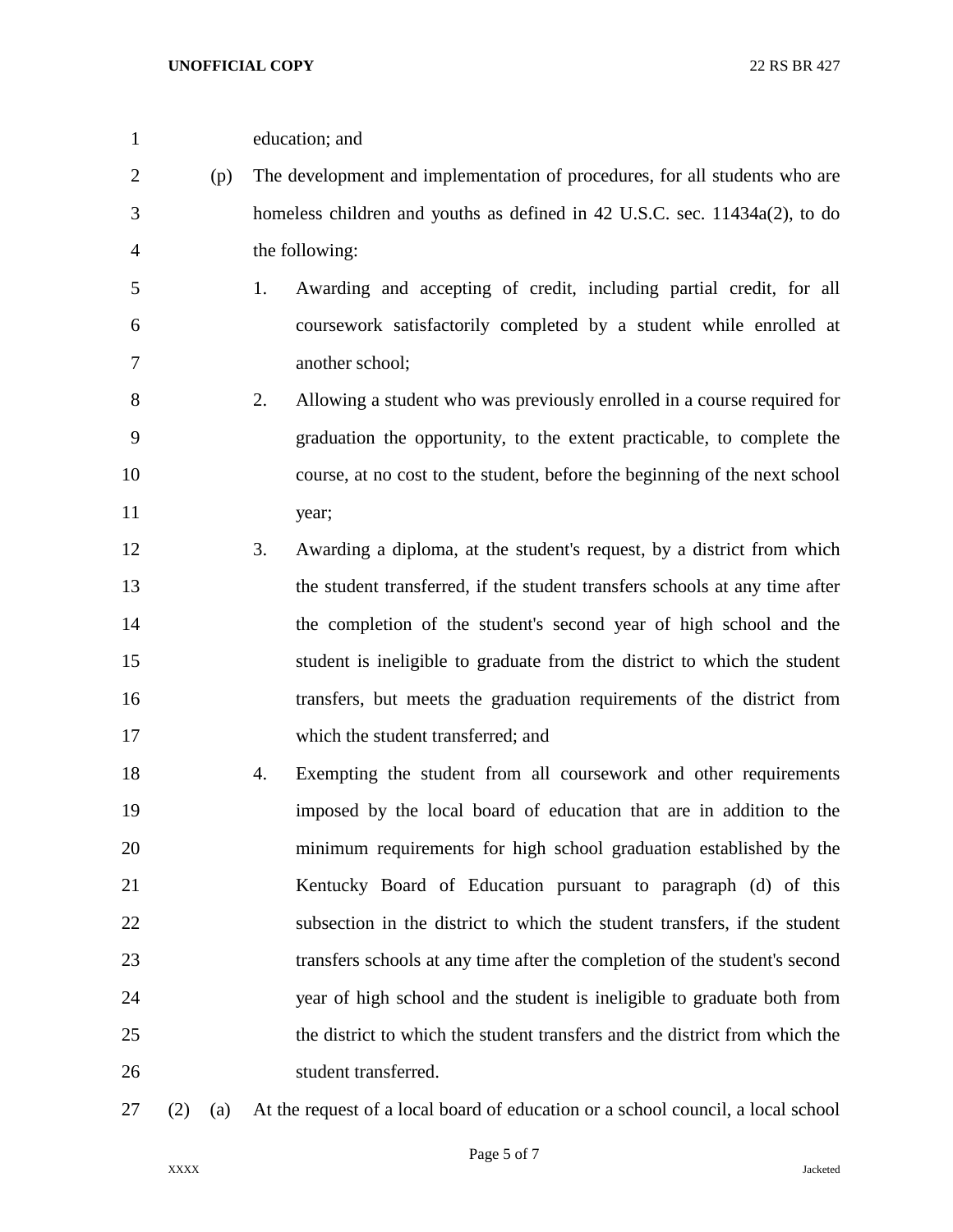education; and

(p) The development and implementation of procedures, for all students who are homeless children and youths as defined in 42 U.S.C. sec. 11434a(2), to do the following:

1. Awarding and accepting of credit, including partial credit, for all coursework satisfactorily completed by a student while enrolled at another school;

2. Allowing a student who was previously enrolled in a course required for graduation the opportunity, to the extent practicable, to complete the course, at no cost to the student, before the beginning of the next school year;

3. Awarding a diploma, at the student's request, by a district from which the student transferred, if the student transfers schools at any time after the completion of the student's second year of high school and the student is ineligible to graduate from the district to which the student transfers, but meets the graduation requirements of the district from which the student transferred; and

4. Exempting the student from all coursework and other requirements imposed by the local board of education that are in addition to the minimum requirements for high school graduation established by the Kentucky Board of Education pursuant to paragraph (d) of this subsection in the district to which the student transfers, if the student transfers schools at any time after the completion of the student's second year of high school and the student is ineligible to graduate both from the district to which the student transfers and the district from which the student transferred.

(2) (a) At the request of a local board of education or a school council, a local school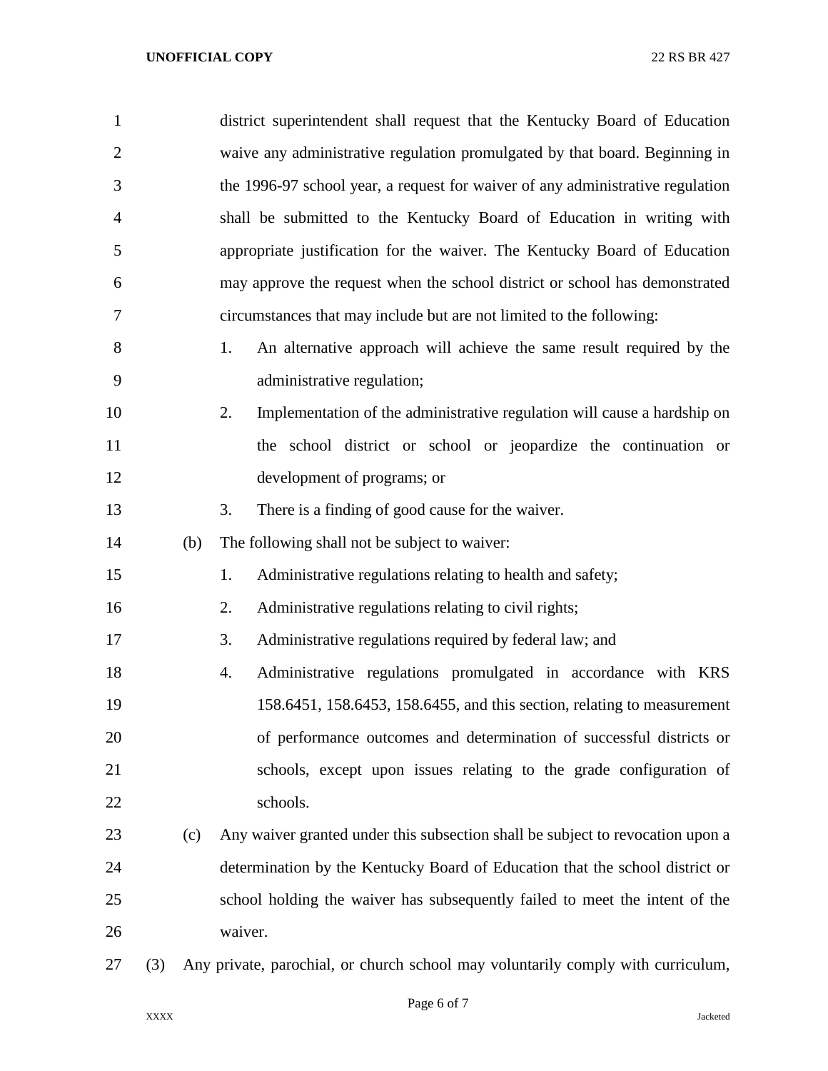district superintendent shall request that the Kentucky Board of Education waive any administrative regulation promulgated by that board. Beginning in the 1996-97 school year, a request for waiver of any administrative regulation shall be submitted to the Kentucky Board of Education in writing with appropriate justification for the waiver. The Kentucky Board of Education may approve the request when the school district or school has demonstrated circumstances that may include but are not limited to the following:

1. An alternative approach will achieve the same result required by the administrative regulation;
2. Implementation of the administrative regulation will cause a hardship on the school district or school or jeopardize the continuation or development of programs; or
3. There is a finding of good cause for the waiver.

(b) The following shall not be subject to waiver:

1. Administrative regulations relating to health and safety;
2. Administrative regulations relating to civil rights;
3. Administrative regulations required by federal law; and
4. Administrative regulations promulgated in accordance with KRS 158.6451, 158.6453, 158.6455, and this section, relating to measurement of performance outcomes and determination of successful districts or schools, except upon issues relating to the grade configuration of schools.

(c) Any waiver granted under this subsection shall be subject to revocation upon a determination by the Kentucky Board of Education that the school district or school holding the waiver has subsequently failed to meet the intent of the waiver.

(3) Any private, parochial, or church school may voluntarily comply with curriculum,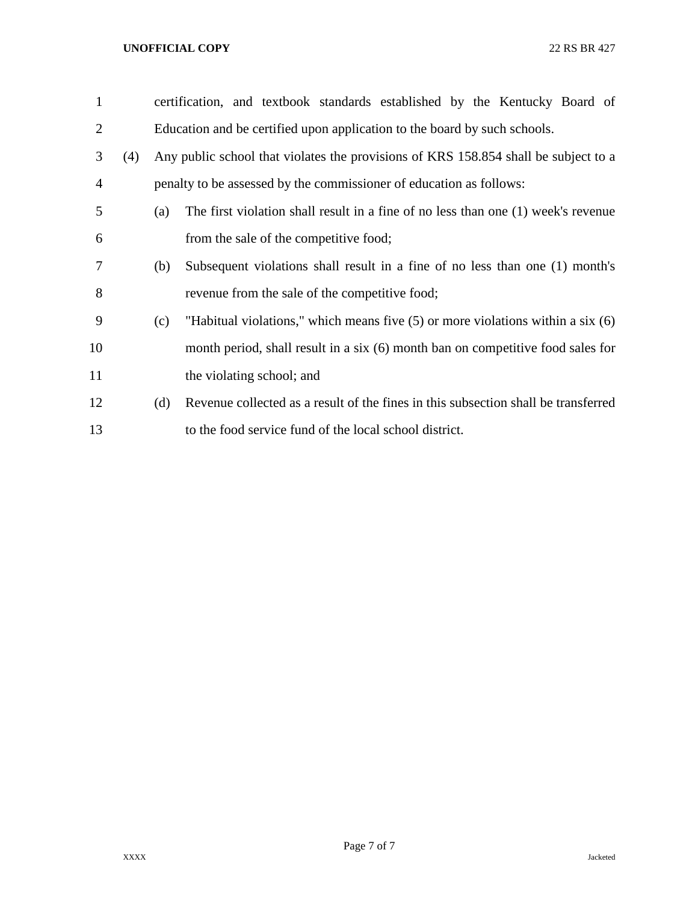certification, and textbook standards established by the Kentucky Board of Education and be certified upon application to the board by such schools.

(4) Any public school that violates the provisions of KRS 158.854 shall be subject to a penalty to be assessed by the commissioner of education as follows:

(a) The first violation shall result in a fine of no less than one (1) week's revenue from the sale of the competitive food;

(b) Subsequent violations shall result in a fine of no less than one (1) month's revenue from the sale of the competitive food;

(c) "Habitual violations," which means five (5) or more violations within a six (6) month period, shall result in a six (6) month ban on competitive food sales for the violating school; and

(d) Revenue collected as a result of the fines in this subsection shall be transferred to the food service fund of the local school district.